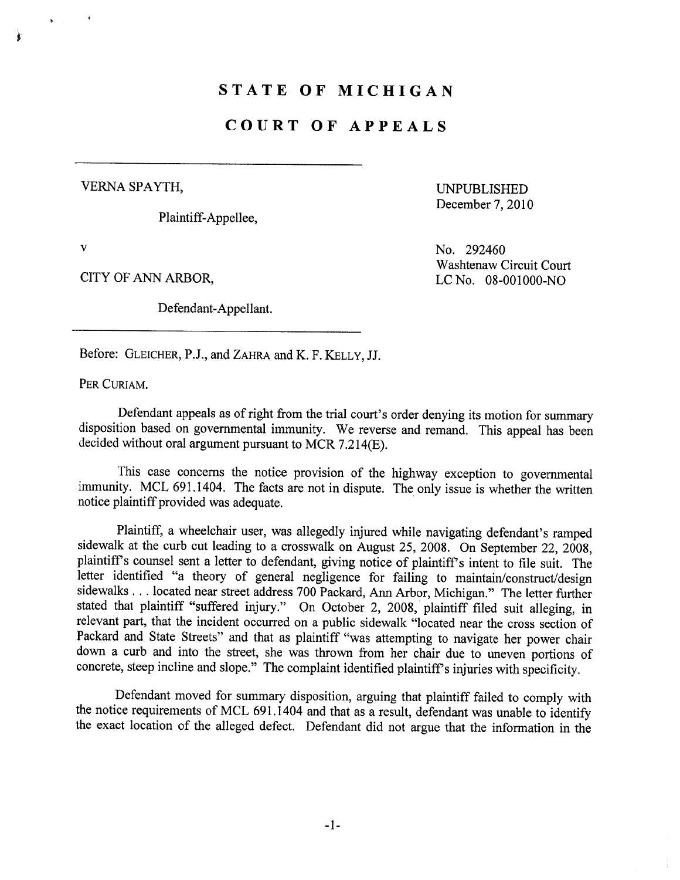# STATE OF MICHIGAN

# COURT OF APPEALS

---

VERNA SPAYTH,

Plaintiff-Appellee,

v

CITY OF ANN ARBOR,

Defendant-Appellant.

---

UNPUBLISHED
December 7, 2010

No. 292460
Washtenaw Circuit Court
LC No. 08-001000-NO

Before: GLEICHER, P.J., and ZAHRA and K. F. KELLY, JJ.

PER CURIAM.

Defendant appeals as of right from the trial court's order denying its motion for summary disposition based on governmental immunity. We reverse and remand. This appeal has been decided without oral argument pursuant to MCR 7.214(E).

This case concerns the notice provision of the highway exception to governmental immunity. MCL 691.1404. The facts are not in dispute. The only issue is whether the written notice plaintiff provided was adequate.

Plaintiff, a wheelchair user, was allegedly injured while navigating defendant's ramped sidewalk at the curb cut leading to a crosswalk on August 25, 2008. On September 22, 2008, plaintiff's counsel sent a letter to defendant, giving notice of plaintiff's intent to file suit. The letter identified "a theory of general negligence for failing to maintain/construct/design sidewalks . . . located near street address 700 Packard, Ann Arbor, Michigan." The letter further stated that plaintiff "suffered injury." On October 2, 2008, plaintiff filed suit alleging, in relevant part, that the incident occurred on a public sidewalk "located near the cross section of Packard and State Streets" and that as plaintiff "was attempting to navigate her power chair down a curb and into the street, she was thrown from her chair due to uneven portions of concrete, steep incline and slope." The complaint identified plaintiff's injuries with specificity.

Defendant moved for summary disposition, arguing that plaintiff failed to comply with the notice requirements of MCL 691.1404 and that as a result, defendant was unable to identify the exact location of the alleged defect. Defendant did not argue that the information in the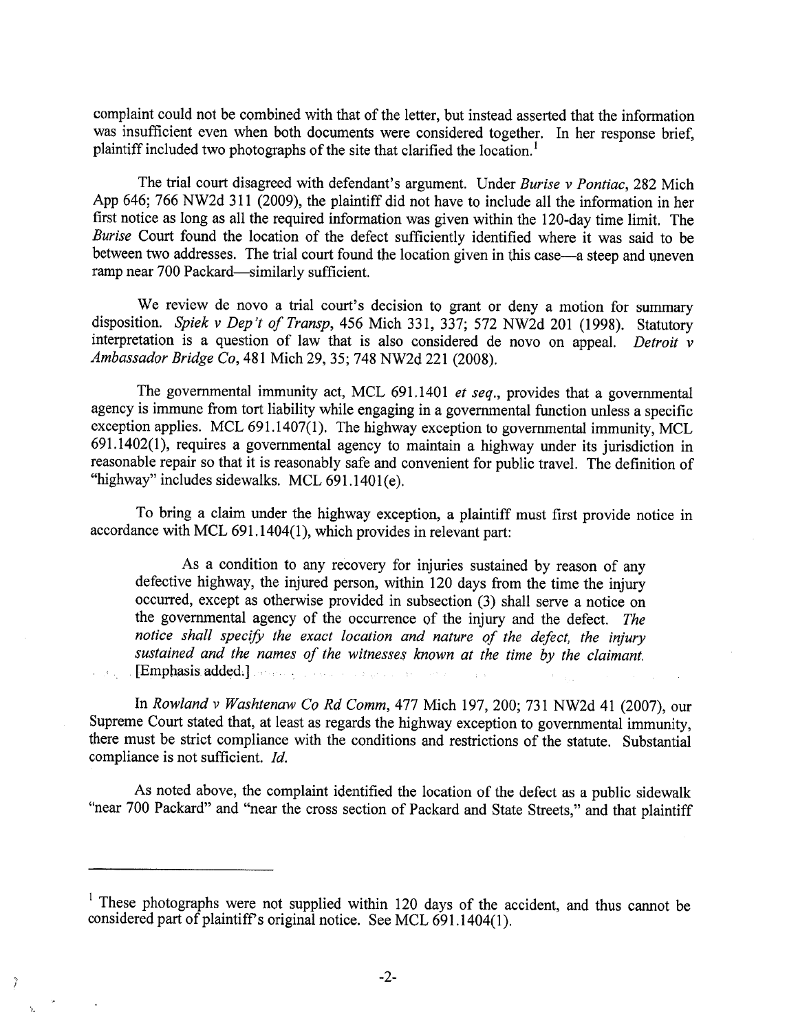complaint could not be combined with that of the letter, but instead asserted that the information was insufficient even when both documents were considered together. In her response brief, plaintiff included two photographs of the site that clarified the location.[1]

The trial court disagreed with defendant's argument. Under *Burise v Pontiac*, 282 Mich App 646; 766 NW2d 311 (2009), the plaintiff did not have to include all the information in her first notice as long as all the required information was given within the 120-day time limit. The *Burise* Court found the location of the defect sufficiently identified where it was said to be between two addresses. The trial court found the location given in this case—a steep and uneven ramp near 700 Packard—similarly sufficient.

We review de novo a trial court's decision to grant or deny a motion for summary disposition. *Spiek v Dep't of Transp*, 456 Mich 331, 337; 572 NW2d 201 (1998). Statutory interpretation is a question of law that is also considered de novo on appeal. *Detroit v Ambassador Bridge Co*, 481 Mich 29, 35; 748 NW2d 221 (2008).

The governmental immunity act, MCL 691.1401 *et seq*., provides that a governmental agency is immune from tort liability while engaging in a governmental function unless a specific exception applies. MCL 691.1407(1). The highway exception to governmental immunity, MCL 691.1402(1), requires a governmental agency to maintain a highway under its jurisdiction in reasonable repair so that it is reasonably safe and convenient for public travel. The definition of "highway" includes sidewalks. MCL 691.1401(e).

To bring a claim under the highway exception, a plaintiff must first provide notice in accordance with MCL 691.1404(1), which provides in relevant part:

> As a condition to any recovery for injuries sustained by reason of any defective highway, the injured person, within 120 days from the time the injury occurred, except as otherwise provided in subsection (3) shall serve a notice on the governmental agency of the occurrence of the injury and the defect. *The notice shall specify the exact location and nature of the defect, the injury sustained and the names of the witnesses known at the time by the claimant.* [Emphasis added.]

In *Rowland v Washtenaw Co Rd Comm*, 477 Mich 197, 200; 731 NW2d 41 (2007), our Supreme Court stated that, at least as regards the highway exception to governmental immunity, there must be strict compliance with the conditions and restrictions of the statute. Substantial compliance is not sufficient. *Id.*

As noted above, the complaint identified the location of the defect as a public sidewalk "near 700 Packard" and "near the cross section of Packard and State Streets," and that plaintiff

---

[1] These photographs were not supplied within 120 days of the accident, and thus cannot be considered part of plaintiff's original notice. See MCL 691.1404(1).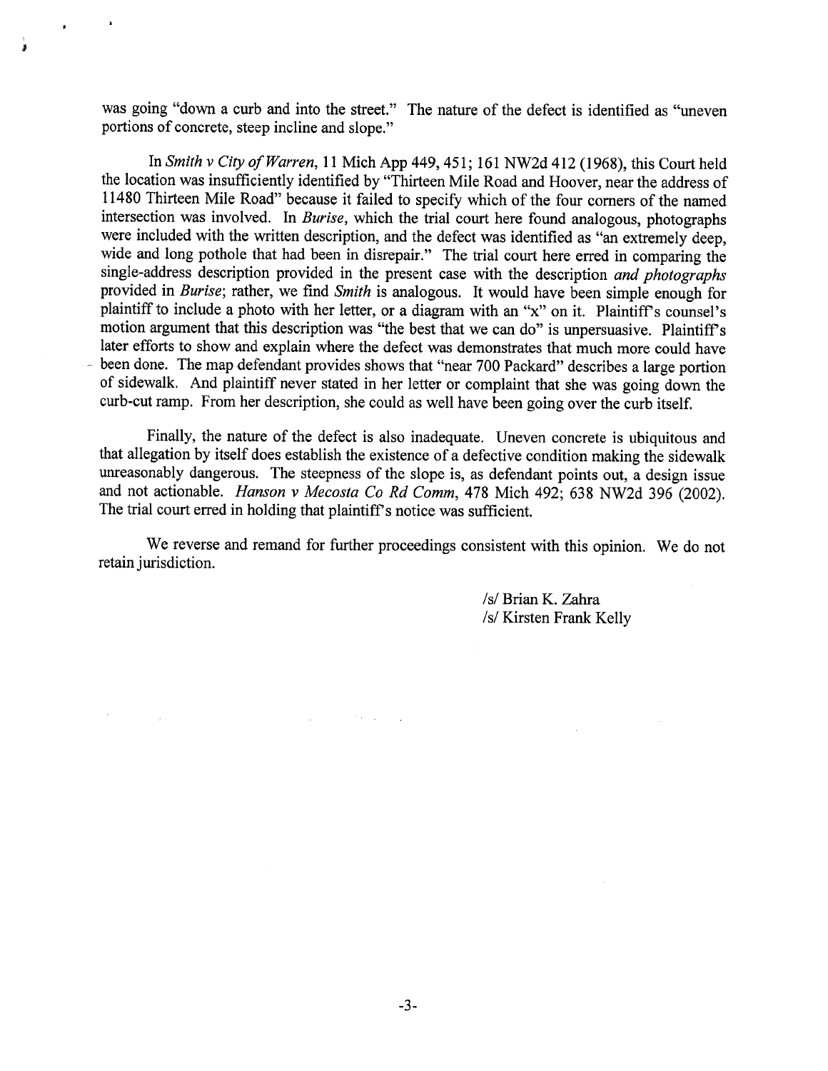was going "down a curb and into the street." The nature of the defect is identified as "uneven portions of concrete, steep incline and slope."

In *Smith v City of Warren*, 11 Mich App 449, 451; 161 NW2d 412 (1968), this Court held the location was insufficiently identified by "Thirteen Mile Road and Hoover, near the address of 11480 Thirteen Mile Road" because it failed to specify which of the four corners of the named intersection was involved. In *Burise*, which the trial court here found analogous, photographs were included with the written description, and the defect was identified as "an extremely deep, wide and long pothole that had been in disrepair." The trial court here erred in comparing the single-address description provided in the present case with the description *and photographs* provided in *Burise*; rather, we find *Smith* is analogous. It would have been simple enough for plaintiff to include a photo with her letter, or a diagram with an "x" on it. Plaintiff's counsel's motion argument that this description was "the best that we can do" is unpersuasive. Plaintiff's later efforts to show and explain where the defect was demonstrates that much more could have been done. The map defendant provides shows that "near 700 Packard" describes a large portion of sidewalk. And plaintiff never stated in her letter or complaint that she was going down the curb-cut ramp. From her description, she could as well have been going over the curb itself.

Finally, the nature of the defect is also inadequate. Uneven concrete is ubiquitous and that allegation by itself does establish the existence of a defective condition making the sidewalk unreasonably dangerous. The steepness of the slope is, as defendant points out, a design issue and not actionable. *Hanson v Mecosta Co Rd Comm*, 478 Mich 492; 638 NW2d 396 (2002). The trial court erred in holding that plaintiff's notice was sufficient.

We reverse and remand for further proceedings consistent with this opinion. We do not retain jurisdiction.

/s/ Brian K. Zahra
/s/ Kirsten Frank Kelly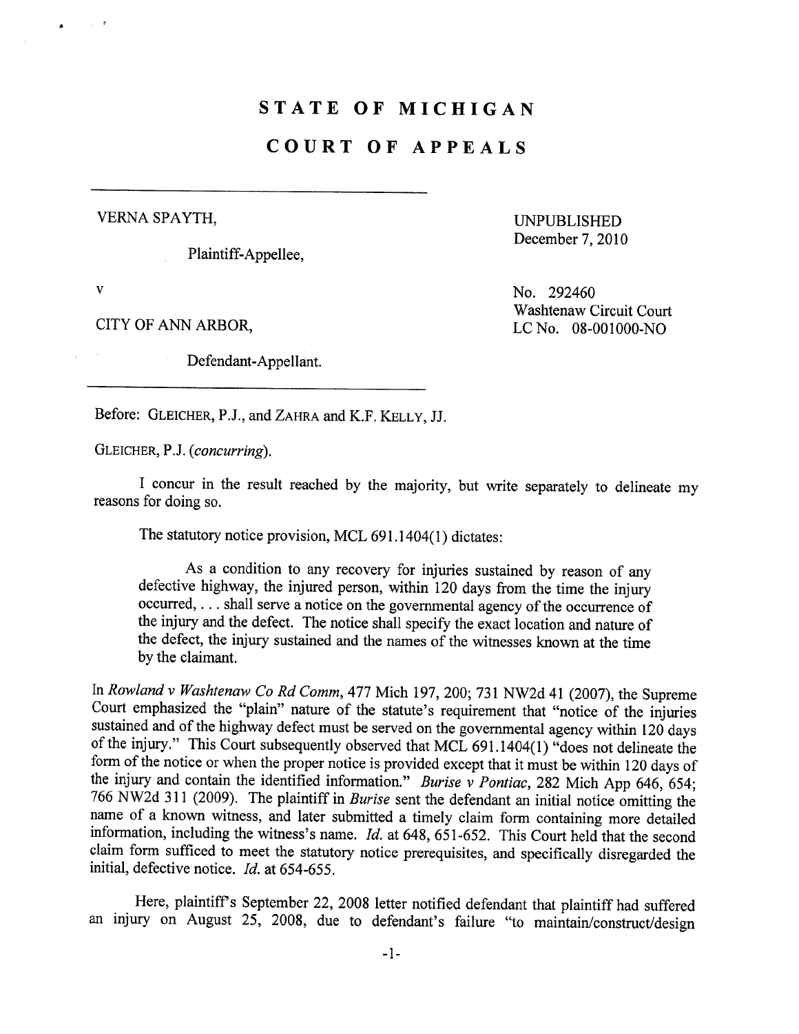# STATE OF MICHIGAN

# COURT OF APPEALS

VERNA SPAYTH,

Plaintiff-Appellee,

v

CITY OF ANN ARBOR,

Defendant-Appellant.

UNPUBLISHED
December 7, 2010

No. 292460
Washtenaw Circuit Court
LC No. 08-001000-NO

Before: GLEICHER, P.J., and ZAHRA and K.F. KELLY, JJ.

GLEICHER, P.J. (*concurring*).

I concur in the result reached by the majority, but write separately to delineate my reasons for doing so.

The statutory notice provision, MCL 691.1404(1) dictates:

> As a condition to any recovery for injuries sustained by reason of any defective highway, the injured person, within 120 days from the time the injury occurred, . . . shall serve a notice on the governmental agency of the occurrence of the injury and the defect. The notice shall specify the exact location and nature of the defect, the injury sustained and the names of the witnesses known at the time by the claimant.

In *Rowland v Washtenaw Co Rd Comm*, 477 Mich 197, 200; 731 NW2d 41 (2007), the Supreme Court emphasized the "plain" nature of the statute's requirement that "notice of the injuries sustained and of the highway defect must be served on the governmental agency within 120 days of the injury." This Court subsequently observed that MCL 691.1404(1) "does not delineate the form of the notice or when the proper notice is provided except that it must be within 120 days of the injury and contain the identified information." *Burise v Pontiac*, 282 Mich App 646, 654; 766 NW2d 311 (2009). The plaintiff in *Burise* sent the defendant an initial notice omitting the name of a known witness, and later submitted a timely claim form containing more detailed information, including the witness's name. *Id.* at 648, 651-652. This Court held that the second claim form sufficed to meet the statutory notice prerequisites, and specifically disregarded the initial, defective notice. *Id.* at 654-655.

Here, plaintiff's September 22, 2008 letter notified defendant that plaintiff had suffered an injury on August 25, 2008, due to defendant's failure "to maintain/construct/design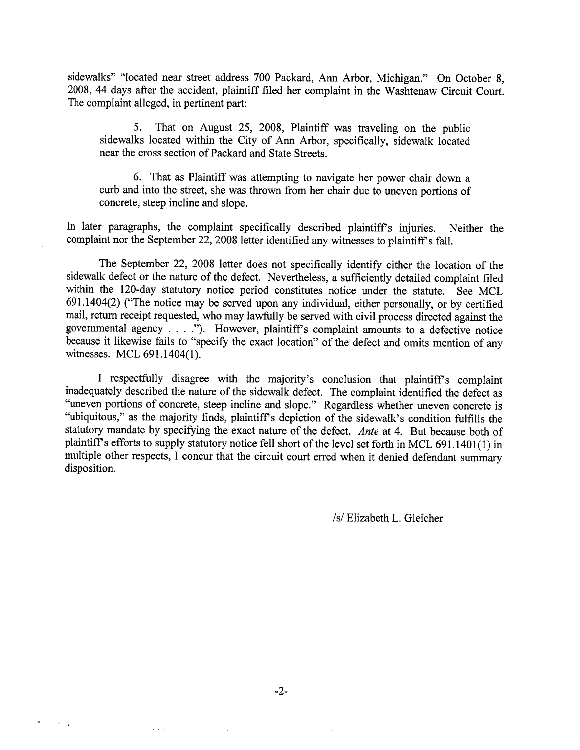sidewalks" "located near street address 700 Packard, Ann Arbor, Michigan." On October 8, 2008, 44 days after the accident, plaintiff filed her complaint in the Washtenaw Circuit Court. The complaint alleged, in pertinent part:

> 5. That on August 25, 2008, Plaintiff was traveling on the public sidewalks located within the City of Ann Arbor, specifically, sidewalk located near the cross section of Packard and State Streets.
>
> 6. That as Plaintiff was attempting to navigate her power chair down a curb and into the street, she was thrown from her chair due to uneven portions of concrete, steep incline and slope.

In later paragraphs, the complaint specifically described plaintiff's injuries. Neither the complaint nor the September 22, 2008 letter identified any witnesses to plaintiff's fall.

The September 22, 2008 letter does not specifically identify either the location of the sidewalk defect or the nature of the defect. Nevertheless, a sufficiently detailed complaint filed within the 120-day statutory notice period constitutes notice under the statute. See MCL 691.1404(2) ("The notice may be served upon any individual, either personally, or by certified mail, return receipt requested, who may lawfully be served with civil process directed against the governmental agency . . . ."). However, plaintiff's complaint amounts to a defective notice because it likewise fails to "specify the exact location" of the defect and omits mention of any witnesses. MCL 691.1404(1).

I respectfully disagree with the majority's conclusion that plaintiff's complaint inadequately described the nature of the sidewalk defect. The complaint identified the defect as "uneven portions of concrete, steep incline and slope." Regardless whether uneven concrete is "ubiquitous," as the majority finds, plaintiff's depiction of the sidewalk's condition fulfills the statutory mandate by specifying the exact nature of the defect. *Ante* at 4. But because both of plaintiff's efforts to supply statutory notice fell short of the level set forth in MCL 691.1401(1) in multiple other respects, I concur that the circuit court erred when it denied defendant summary disposition.

/s/ Elizabeth L. Gleicher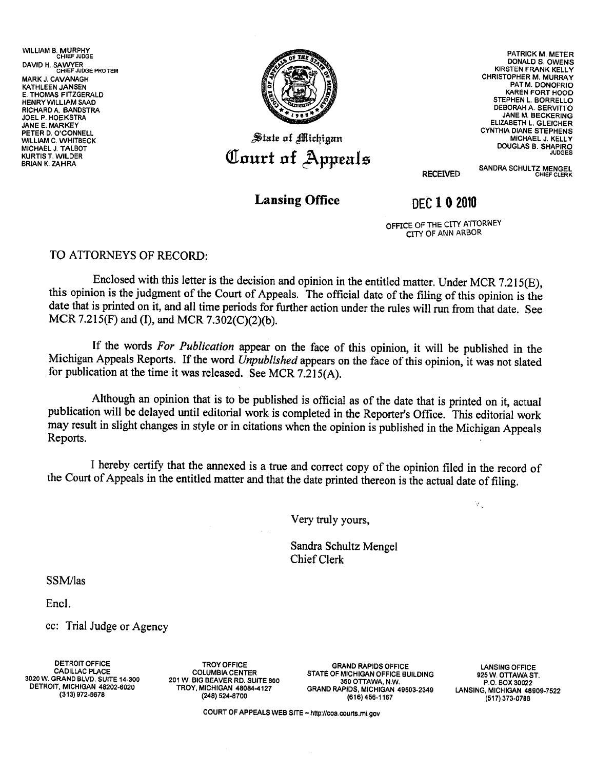WILLIAM B. MURPHY
CHIEF JUDGE
DAVID H. SAWYER
CHIEF JUDGE PRO TEM
MARK J. CAVANAGH
KATHLEEN JANSEN
E. THOMAS FITZGERALD
HENRY WILLIAM SAAD
RICHARD A. BANDSTRA
JOEL P. HOEKSTRA
JANE E. MARKEY
PETER D. O'CONNELL
WILLIAM C. WHITBECK
MICHAEL J. TALBOT
KURTIS T. WILDER
BRIAN K. ZAHRA

State of Michigan
# Court of Appeals

PATRICK M. METER
DONALD S. OWENS
KIRSTEN FRANK KELLY
CHRISTOPHER M. MURRAY
PAT M. DONOFRIO
KAREN FORT HOOD
STEPHEN L. BORRELLO
DEBORAH A. SERVITTO
JANE M. BECKERING
ELIZABETH L. GLEICHER
CYNTHIA DIANE STEPHENS
MICHAEL J. KELLY
DOUGLAS B. SHAPIRO
JUDGES

SANDRA SCHULTZ MENGEL
CHIEF CLERK

**Lansing Office**

RECEIVED
DEC 10 2010
OFFICE OF THE CITY ATTORNEY
CITY OF ANN ARBOR

TO ATTORNEYS OF RECORD:

Enclosed with this letter is the decision and opinion in the entitled matter. Under MCR 7.215(E), this opinion is the judgment of the Court of Appeals. The official date of the filing of this opinion is the date that is printed on it, and all time periods for further action under the rules will run from that date. See MCR 7.215(F) and (I), and MCR 7.302(C)(2)(b).

If the words *For Publication* appear on the face of this opinion, it will be published in the Michigan Appeals Reports. If the word *Unpublished* appears on the face of this opinion, it was not slated for publication at the time it was released. See MCR 7.215(A).

Although an opinion that is to be published is official as of the date that is printed on it, actual publication will be delayed until editorial work is completed in the Reporter's Office. This editorial work may result in slight changes in style or in citations when the opinion is published in the Michigan Appeals Reports.

I hereby certify that the annexed is a true and correct copy of the opinion filed in the record of the Court of Appeals in the entitled matter and that the date printed thereon is the actual date of filing.

Very truly yours,

Sandra Schultz Mengel
Chief Clerk

SSM/las

Encl.

cc: Trial Judge or Agency

DETROIT OFFICE
CADILLAC PLACE
3020 W. GRAND BLVD. SUITE 14-300
DETROIT, MICHIGAN 48202-6020
(313) 972-5678

TROY OFFICE
COLUMBIA CENTER
201 W. BIG BEAVER RD. SUITE 800
TROY, MICHIGAN 48084-4127
(248) 524-8700

GRAND RAPIDS OFFICE
STATE OF MICHIGAN OFFICE BUILDING
350 OTTAWA, N.W.
GRAND RAPIDS, MICHIGAN 49503-2349
(616) 456-1167

LANSING OFFICE
925 W. OTTAWA ST.
P.O. BOX 30022
LANSING, MICHIGAN 48909-7522
(517) 373-0786

COURT OF APPEALS WEB SITE ~ http://coa.courts.mi.gov